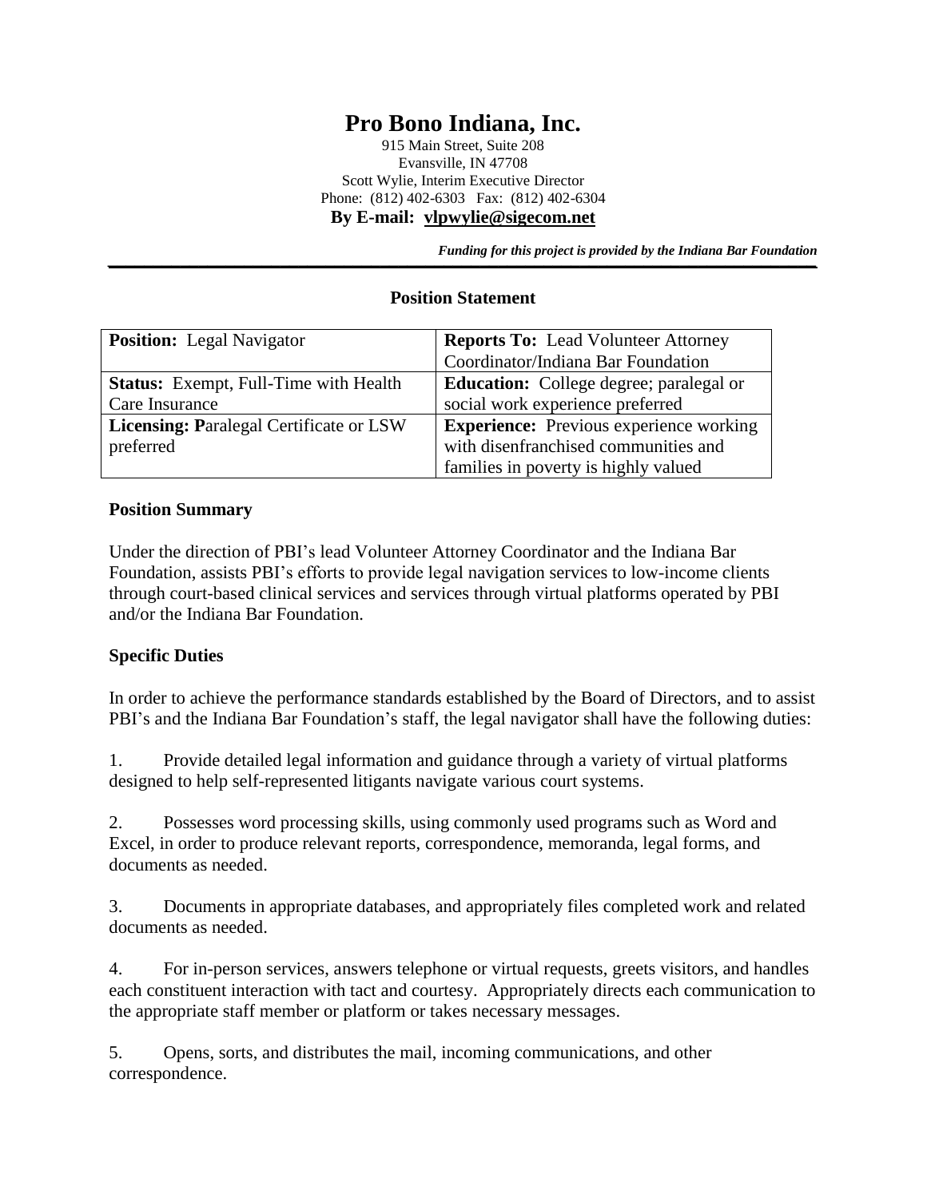# Pro Bono Indiana, Inc.

915 Main Street, Suite 208
Evansville, IN 47708
Scott Wylie, Interim Executive Director
Phone: (812) 402-6303 Fax: (812) 402-6304
**By E-mail: vlpwylie@sigecom.net**

***Funding for this project is provided by the Indiana Bar Foundation***

---

**Position Statement**

| **Position:** Legal Navigator | **Reports To:** Lead Volunteer Attorney Coordinator/Indiana Bar Foundation |
|---|---|
| **Status:** Exempt, Full-Time with Health Care Insurance | **Education:** College degree; paralegal or social work experience preferred |
| **Licensing: P**aralegal Certificate or LSW preferred | **Experience:** Previous experience working with disenfranchised communities and families in poverty is highly valued |

**Position Summary**

Under the direction of PBI's lead Volunteer Attorney Coordinator and the Indiana Bar Foundation, assists PBI's efforts to provide legal navigation services to low-income clients through court-based clinical services and services through virtual platforms operated by PBI and/or the Indiana Bar Foundation.

**Specific Duties**

In order to achieve the performance standards established by the Board of Directors, and to assist PBI's and the Indiana Bar Foundation's staff, the legal navigator shall have the following duties:

1. Provide detailed legal information and guidance through a variety of virtual platforms designed to help self-represented litigants navigate various court systems.

2. Possesses word processing skills, using commonly used programs such as Word and Excel, in order to produce relevant reports, correspondence, memoranda, legal forms, and documents as needed.

3. Documents in appropriate databases, and appropriately files completed work and related documents as needed.

4. For in-person services, answers telephone or virtual requests, greets visitors, and handles each constituent interaction with tact and courtesy. Appropriately directs each communication to the appropriate staff member or platform or takes necessary messages.

5. Opens, sorts, and distributes the mail, incoming communications, and other correspondence.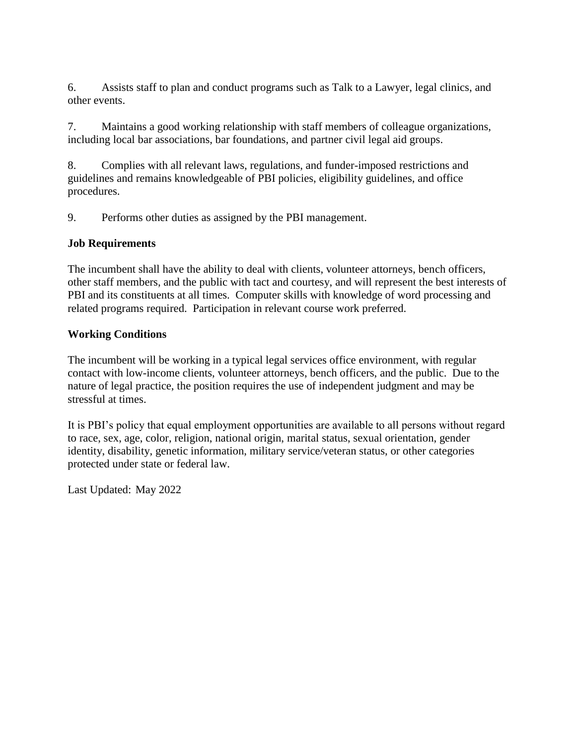6. Assists staff to plan and conduct programs such as Talk to a Lawyer, legal clinics, and other events.

7. Maintains a good working relationship with staff members of colleague organizations, including local bar associations, bar foundations, and partner civil legal aid groups.

8. Complies with all relevant laws, regulations, and funder-imposed restrictions and guidelines and remains knowledgeable of PBI policies, eligibility guidelines, and office procedures.

9. Performs other duties as assigned by the PBI management.

**Job Requirements**

The incumbent shall have the ability to deal with clients, volunteer attorneys, bench officers, other staff members, and the public with tact and courtesy, and will represent the best interests of PBI and its constituents at all times. Computer skills with knowledge of word processing and related programs required. Participation in relevant course work preferred.

**Working Conditions**

The incumbent will be working in a typical legal services office environment, with regular contact with low-income clients, volunteer attorneys, bench officers, and the public. Due to the nature of legal practice, the position requires the use of independent judgment and may be stressful at times.

It is PBI's policy that equal employment opportunities are available to all persons without regard to race, sex, age, color, religion, national origin, marital status, sexual orientation, gender identity, disability, genetic information, military service/veteran status, or other categories protected under state or federal law.

Last Updated: May 2022